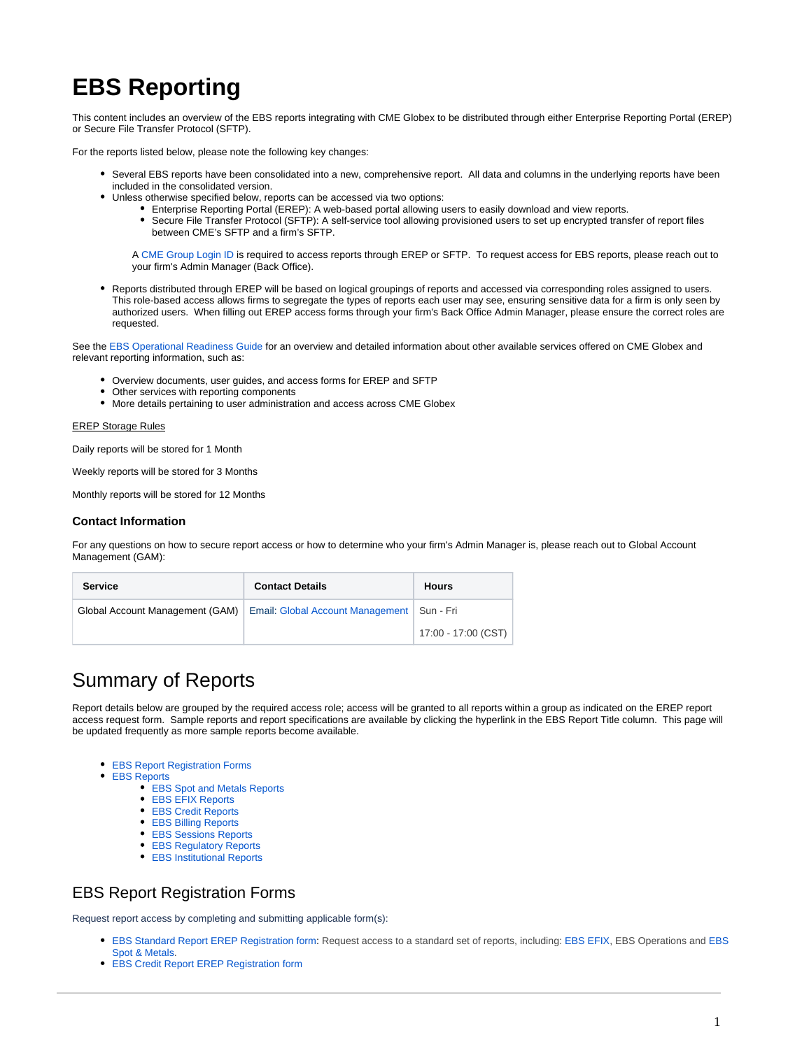# EBS Reporting

This content includes an overview of the EBS reports integrating with CME Globex to be distributed through either Enterprise Reporting Portal (EREP) or Secure File Transfer Protocol (SFTP).

For the reports listed below, please note the following key changes:

- Several EBS reports have been consolidated into a new, comprehensive report. All data and columns in the underlying reports have been included in the consolidated version.
- Unless otherwise specified below, reports can be accessed via two options:
    - Enterprise Reporting Portal (EREP): A web-based portal allowing users to easily download and view reports.
    - Secure File Transfer Protocol (SFTP): A self-service tool allowing provisioned users to set up encrypted transfer of report files between CME's SFTP and a firm's SFTP.

    A CME Group Login ID is required to access reports through EREP or SFTP. To request access for EBS reports, please reach out to your firm's Admin Manager (Back Office).

- Reports distributed through EREP will be based on logical groupings of reports and accessed via corresponding roles assigned to users. This role-based access allows firms to segregate the types of reports each user may see, ensuring sensitive data for a firm is only seen by authorized users. When filling out EREP access forms through your firm's Back Office Admin Manager, please ensure the correct roles are requested.

See the EBS Operational Readiness Guide for an overview and detailed information about other available services offered on CME Globex and relevant reporting information, such as:

- Overview documents, user guides, and access forms for EREP and SFTP
- Other services with reporting components
- More details pertaining to user administration and access across CME Globex

EREP Storage Rules

Daily reports will be stored for 1 Month

Weekly reports will be stored for 3 Months

Monthly reports will be stored for 12 Months

### Contact Information

For any questions on how to secure report access or how to determine who your firm's Admin Manager is, please reach out to Global Account Management (GAM):

| Service | Contact Details | Hours |
|---|---|---|
| Global Account Management (GAM) | Email: Global Account Management | Sun - Fri<br>17:00 - 17:00 (CST) |

# Summary of Reports

Report details below are grouped by the required access role; access will be granted to all reports within a group as indicated on the EREP report access request form. Sample reports and report specifications are available by clicking the hyperlink in the EBS Report Title column. This page will be updated frequently as more sample reports become available.

- EBS Report Registration Forms
- EBS Reports
    - EBS Spot and Metals Reports
    - EBS EFIX Reports
    - EBS Credit Reports
    - EBS Billing Reports
    - EBS Sessions Reports
    - EBS Regulatory Reports
    - EBS Institutional Reports

## EBS Report Registration Forms

Request report access by completing and submitting applicable form(s):

- EBS Standard Report EREP Registration form: Request access to a standard set of reports, including: EBS EFIX, EBS Operations and EBS Spot & Metals.
- EBS Credit Report EREP Registration form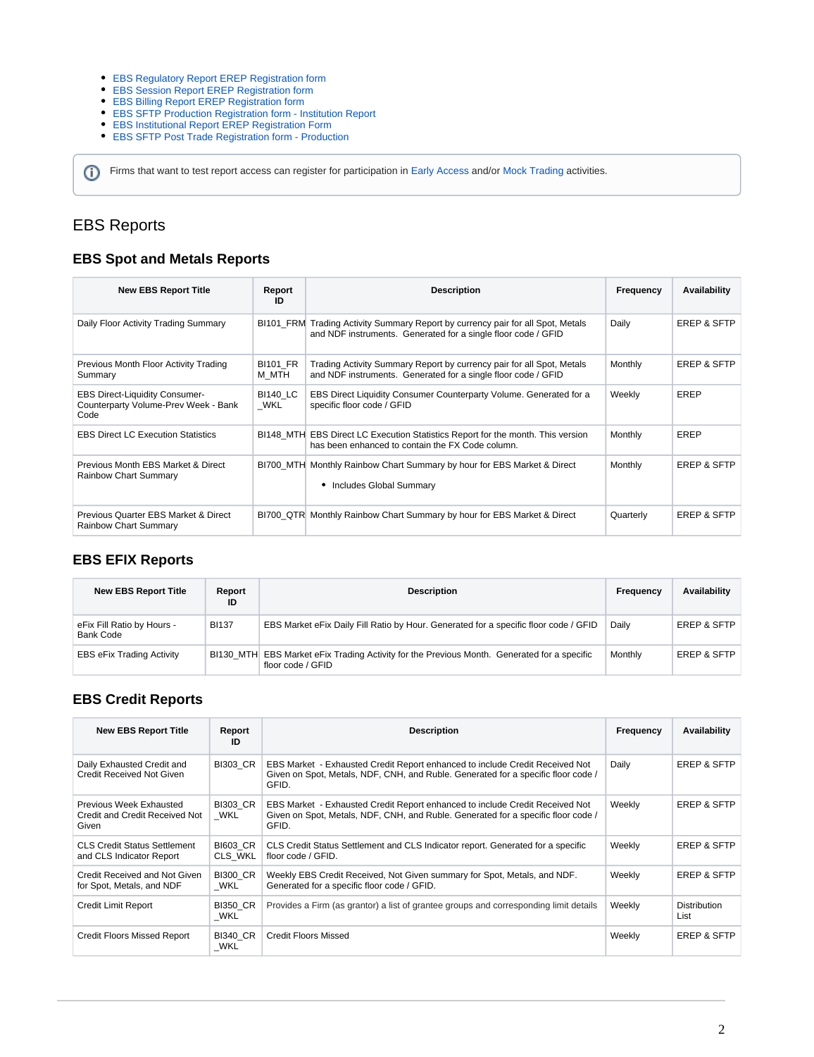- EBS Regulatory Report EREP Registration form
- EBS Session Report EREP Registration form
- EBS Billing Report EREP Registration form
- EBS SFTP Production Registration form - Institution Report
- EBS Institutional Report EREP Registration Form
- EBS SFTP Post Trade Registration form - Production

> ⓘ Firms that want to test report access can register for participation in Early Access and/or Mock Trading activities.

# EBS Reports

## EBS Spot and Metals Reports

| New EBS Report Title | Report ID | Description | Frequency | Availability |
|---|---|---|---|---|
| Daily Floor Activity Trading Summary | BI101_FRM | Trading Activity Summary Report by currency pair for all Spot, Metals and NDF instruments. Generated for a single floor code / GFID | Daily | EREP & SFTP |
| Previous Month Floor Activity Trading Summary | BI101_FRM_MTH | Trading Activity Summary Report by currency pair for all Spot, Metals and NDF instruments. Generated for a single floor code / GFID | Monthly | EREP & SFTP |
| EBS Direct-Liquidity Consumer-Counterparty Volume-Prev Week - Bank Code | BI140_LC_WKL | EBS Direct Liquidity Consumer Counterparty Volume. Generated for a specific floor code / GFID | Weekly | EREP |
| EBS Direct LC Execution Statistics | BI148_MTH | EBS Direct LC Execution Statistics Report for the month. This version has been enhanced to contain the FX Code column. | Monthly | EREP |
| Previous Month EBS Market & Direct Rainbow Chart Summary | BI700_MTH | Monthly Rainbow Chart Summary by hour for EBS Market & Direct<br>• Includes Global Summary | Monthly | EREP & SFTP |
| Previous Quarter EBS Market & Direct Rainbow Chart Summary | BI700_QTR | Monthly Rainbow Chart Summary by hour for EBS Market & Direct | Quarterly | EREP & SFTP |

## EBS EFIX Reports

| New EBS Report Title | Report ID | Description | Frequency | Availability |
|---|---|---|---|---|
| eFix Fill Ratio by Hours - Bank Code | BI137 | EBS Market eFix Daily Fill Ratio by Hour. Generated for a specific floor code / GFID | Daily | EREP & SFTP |
| EBS eFix Trading Activity | BI130_MTH | EBS Market eFix Trading Activity for the Previous Month. Generated for a specific floor code / GFID | Monthly | EREP & SFTP |

## EBS Credit Reports

| New EBS Report Title | Report ID | Description | Frequency | Availability |
|---|---|---|---|---|
| Daily Exhausted Credit and Credit Received Not Given | BI303_CR | EBS Market - Exhausted Credit Report enhanced to include Credit Received Not Given on Spot, Metals, NDF, CNH, and Ruble. Generated for a specific floor code / GFID. | Daily | EREP & SFTP |
| Previous Week Exhausted Credit and Credit Received Not Given | BI303_CR_WKL | EBS Market - Exhausted Credit Report enhanced to include Credit Received Not Given on Spot, Metals, NDF, CNH, and Ruble. Generated for a specific floor code / GFID. | Weekly | EREP & SFTP |
| CLS Credit Status Settlement and CLS Indicator Report | BI603_CRCLS_WKL | CLS Credit Status Settlement and CLS Indicator report. Generated for a specific floor code / GFID. | Weekly | EREP & SFTP |
| Credit Received and Not Given for Spot, Metals, and NDF | BI300_CR_WKL | Weekly EBS Credit Received, Not Given summary for Spot, Metals, and NDF. Generated for a specific floor code / GFID. | Weekly | EREP & SFTP |
| Credit Limit Report | BI350_CR_WKL | Provides a Firm (as grantor) a list of grantee groups and corresponding limit details | Weekly | Distribution List |
| Credit Floors Missed Report | BI340_CR_WKL | Credit Floors Missed | Weekly | EREP & SFTP |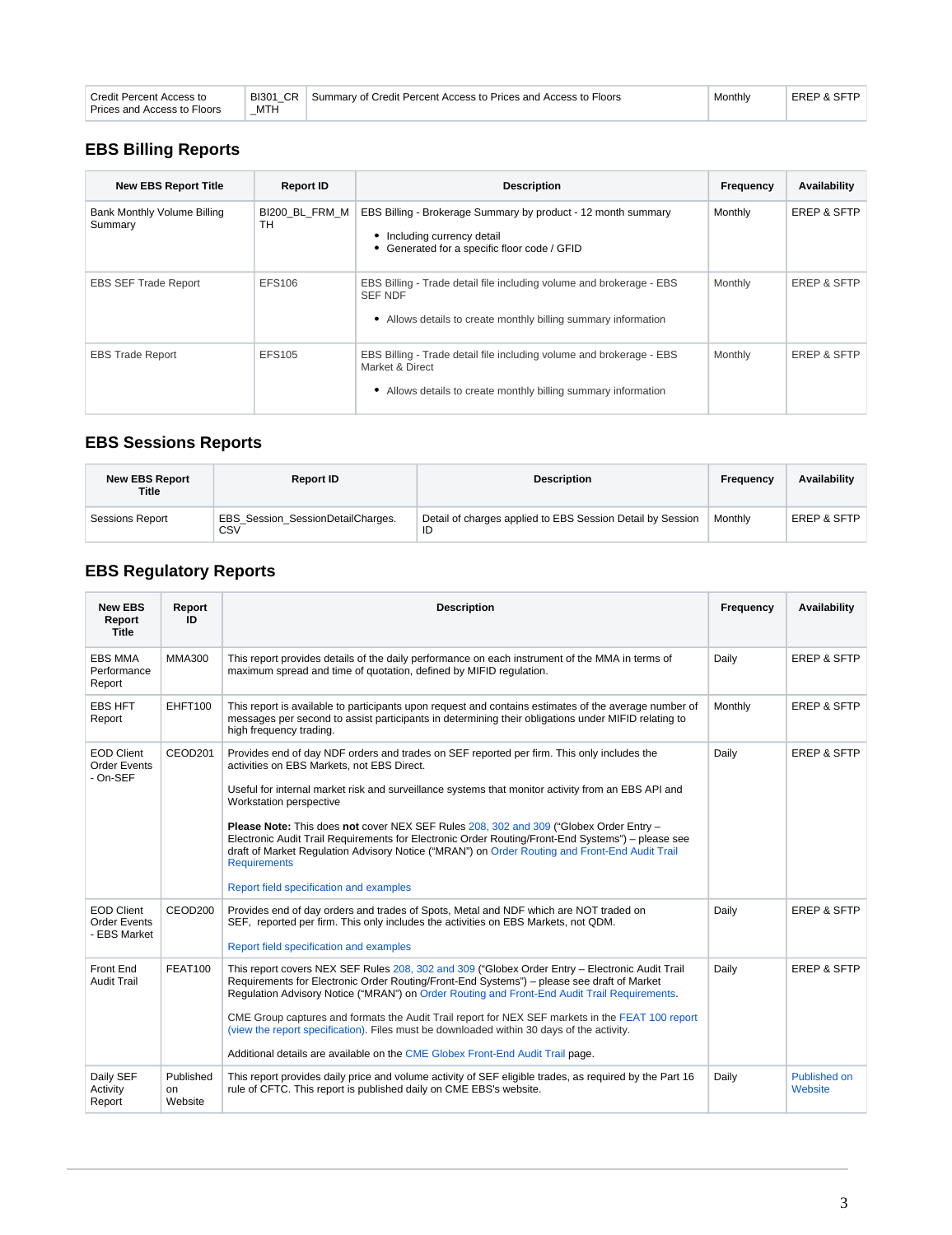| Credit Percent Access to Prices and Access to Floors | BI301_CR_MTH | Summary of Credit Percent Access to Prices and Access to Floors | Monthly | EREP & SFTP |
|---|---|---|---|---|

## EBS Billing Reports

| New EBS Report Title | Report ID | Description | Frequency | Availability |
|---|---|---|---|---|
| Bank Monthly Volume Billing Summary | BI200_BL_FRM_MTH | EBS Billing - Brokerage Summary by product - 12 month summary<br>• Including currency detail<br>• Generated for a specific floor code / GFID | Monthly | EREP & SFTP |
| EBS SEF Trade Report | EFS106 | EBS Billing - Trade detail file including volume and brokerage - EBS SEF NDF<br>• Allows details to create monthly billing summary information | Monthly | EREP & SFTP |
| EBS Trade Report | EFS105 | EBS Billing - Trade detail file including volume and brokerage - EBS Market & Direct<br>• Allows details to create monthly billing summary information | Monthly | EREP & SFTP |

## EBS Sessions Reports

| New EBS Report Title | Report ID | Description | Frequency | Availability |
|---|---|---|---|---|
| Sessions Report | EBS_Session_SessionDetailCharges.CSV | Detail of charges applied to EBS Session Detail by Session ID | Monthly | EREP & SFTP |

## EBS Regulatory Reports

| New EBS Report Title | Report ID | Description | Frequency | Availability |
|---|---|---|---|---|
| EBS MMA Performance Report | MMA300 | This report provides details of the daily performance on each instrument of the MMA in terms of maximum spread and time of quotation, defined by MIFID regulation. | Daily | EREP & SFTP |
| EBS HFT Report | EHFT100 | This report is available to participants upon request and contains estimates of the average number of messages per second to assist participants in determining their obligations under MIFID relating to high frequency trading. | Monthly | EREP & SFTP |
| EOD Client Order Events - On-SEF | CEOD201 | Provides end of day NDF orders and trades on SEF reported per firm. This only includes the activities on EBS Markets, not EBS Direct.<br><br>Useful for internal market risk and surveillance systems that monitor activity from an EBS API and Workstation perspective<br><br>**Please Note:** This does **not** cover NEX SEF Rules 208, 302 and 309 ("Globex Order Entry – Electronic Audit Trail Requirements for Electronic Order Routing/Front-End Systems") – please see draft of Market Regulation Advisory Notice ("MRAN") on Order Routing and Front-End Audit Trail Requirements<br><br>Report field specification and examples | Daily | EREP & SFTP |
| EOD Client Order Events - EBS Market | CEOD200 | Provides end of day orders and trades of Spots, Metal and NDF which are NOT traded on SEF, reported per firm. This only includes the activities on EBS Markets, not QDM.<br><br>Report field specification and examples | Daily | EREP & SFTP |
| Front End Audit Trail | FEAT100 | This report covers NEX SEF Rules 208, 302 and 309 ("Globex Order Entry – Electronic Audit Trail Requirements for Electronic Order Routing/Front-End Systems") – please see draft of Market Regulation Advisory Notice ("MRAN") on Order Routing and Front-End Audit Trail Requirements.<br><br>CME Group captures and formats the Audit Trail report for NEX SEF markets in the FEAT 100 report (view the report specification). Files must be downloaded within 30 days of the activity.<br><br>Additional details are available on the CME Globex Front-End Audit Trail page. | Daily | EREP & SFTP |
| Daily SEF Activity Report | Published on Website | This report provides daily price and volume activity of SEF eligible trades, as required by the Part 16 rule of CFTC. This report is published daily on CME EBS's website. | Daily | Published on Website |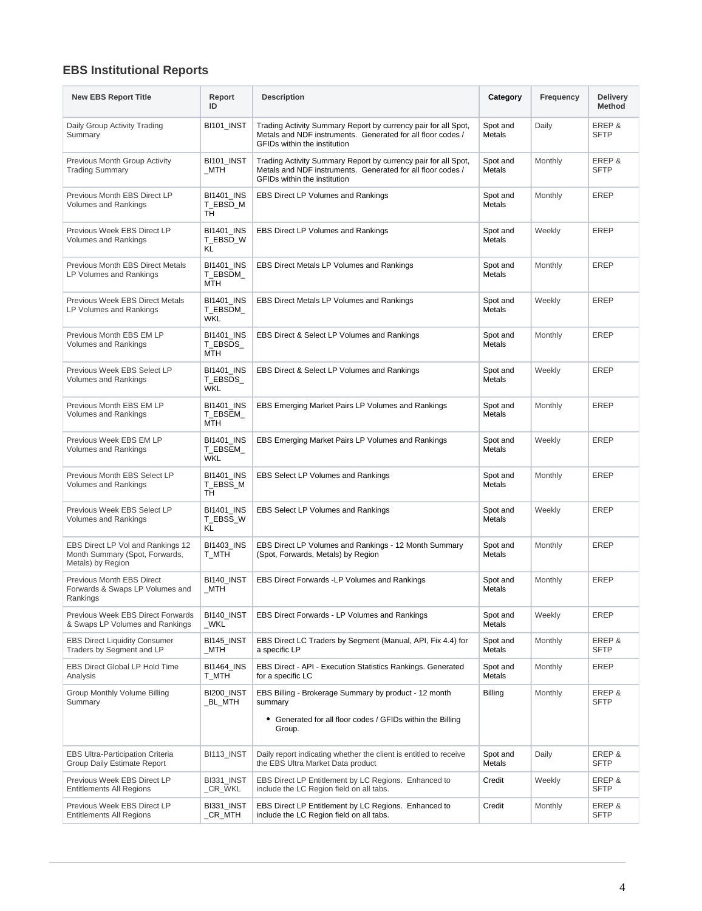## EBS Institutional Reports

| New EBS Report Title | Report ID | Description | Category | Frequency | Delivery Method |
|---|---|---|---|---|---|
| Daily Group Activity Trading Summary | BI101_INST | Trading Activity Summary Report by currency pair for all Spot, Metals and NDF instruments. Generated for all floor codes / GFIDs within the institution | Spot and Metals | Daily | EREP & SFTP |
| Previous Month Group Activity Trading Summary | BI101_INST_MTH | Trading Activity Summary Report by currency pair for all Spot, Metals and NDF instruments. Generated for all floor codes / GFIDs within the institution | Spot and Metals | Monthly | EREP & SFTP |
| Previous Month EBS Direct LP Volumes and Rankings | BI1401_INST_EBSD_MTH | EBS Direct LP Volumes and Rankings | Spot and Metals | Monthly | EREP |
| Previous Week EBS Direct LP Volumes and Rankings | BI1401_INST_EBSD_WKL | EBS Direct LP Volumes and Rankings | Spot and Metals | Weekly | EREP |
| Previous Month EBS Direct Metals LP Volumes and Rankings | BI1401_INST_EBSDM_MTH | EBS Direct Metals LP Volumes and Rankings | Spot and Metals | Monthly | EREP |
| Previous Week EBS Direct Metals LP Volumes and Rankings | BI1401_INST_EBSDM_WKL | EBS Direct Metals LP Volumes and Rankings | Spot and Metals | Weekly | EREP |
| Previous Month EBS EM LP Volumes and Rankings | BI1401_INST_EBSDS_MTH | EBS Direct & Select LP Volumes and Rankings | Spot and Metals | Monthly | EREP |
| Previous Week EBS Select LP Volumes and Rankings | BI1401_INST_EBSDS_WKL | EBS Direct & Select LP Volumes and Rankings | Spot and Metals | Weekly | EREP |
| Previous Month EBS EM LP Volumes and Rankings | BI1401_INST_EBSEM_MTH | EBS Emerging Market Pairs LP Volumes and Rankings | Spot and Metals | Monthly | EREP |
| Previous Week EBS EM LP Volumes and Rankings | BI1401_INST_EBSEM_WKL | EBS Emerging Market Pairs LP Volumes and Rankings | Spot and Metals | Weekly | EREP |
| Previous Month EBS Select LP Volumes and Rankings | BI1401_INST_EBSS_MTH | EBS Select LP Volumes and Rankings | Spot and Metals | Monthly | EREP |
| Previous Week EBS Select LP Volumes and Rankings | BI1401_INST_EBSS_WKL | EBS Select LP Volumes and Rankings | Spot and Metals | Weekly | EREP |
| EBS Direct LP Vol and Rankings 12 Month Summary (Spot, Forwards, Metals) by Region | BI1403_INST_MTH | EBS Direct LP Volumes and Rankings - 12 Month Summary (Spot, Forwards, Metals) by Region | Spot and Metals | Monthly | EREP |
| Previous Month EBS Direct Forwards & Swaps LP Volumes and Rankings | BI140_INST_MTH | EBS Direct Forwards -LP Volumes and Rankings | Spot and Metals | Monthly | EREP |
| Previous Week EBS Direct Forwards & Swaps LP Volumes and Rankings | BI140_INST_WKL | EBS Direct Forwards - LP Volumes and Rankings | Spot and Metals | Weekly | EREP |
| EBS Direct Liquidity Consumer Traders by Segment and LP | BI145_INST_MTH | EBS Direct LC Traders by Segment (Manual, API, Fix 4.4) for a specific LP | Spot and Metals | Monthly | EREP & SFTP |
| EBS Direct Global LP Hold Time Analysis | BI1464_INST_MTH | EBS Direct - API - Execution Statistics Rankings. Generated for a specific LC | Spot and Metals | Monthly | EREP |
| Group Monthly Volume Billing Summary | BI200_INST_BL_MTH | EBS Billing - Brokerage Summary by product - 12 month summary<br>• Generated for all floor codes / GFIDs within the Billing Group. | Billing | Monthly | EREP & SFTP |
| EBS Ultra-Participation Criteria Group Daily Estimate Report | BI113_INST | Daily report indicating whether the client is entitled to receive the EBS Ultra Market Data product | Spot and Metals | Daily | EREP & SFTP |
| Previous Week EBS Direct LP Entitlements All Regions | BI331_INST_CR_WKL | EBS Direct LP Entitlement by LC Regions. Enhanced to include the LC Region field on all tabs. | Credit | Weekly | EREP & SFTP |
| Previous Week EBS Direct LP Entitlements All Regions | BI331_INST_CR_MTH | EBS Direct LP Entitlement by LC Regions. Enhanced to include the LC Region field on all tabs. | Credit | Monthly | EREP & SFTP |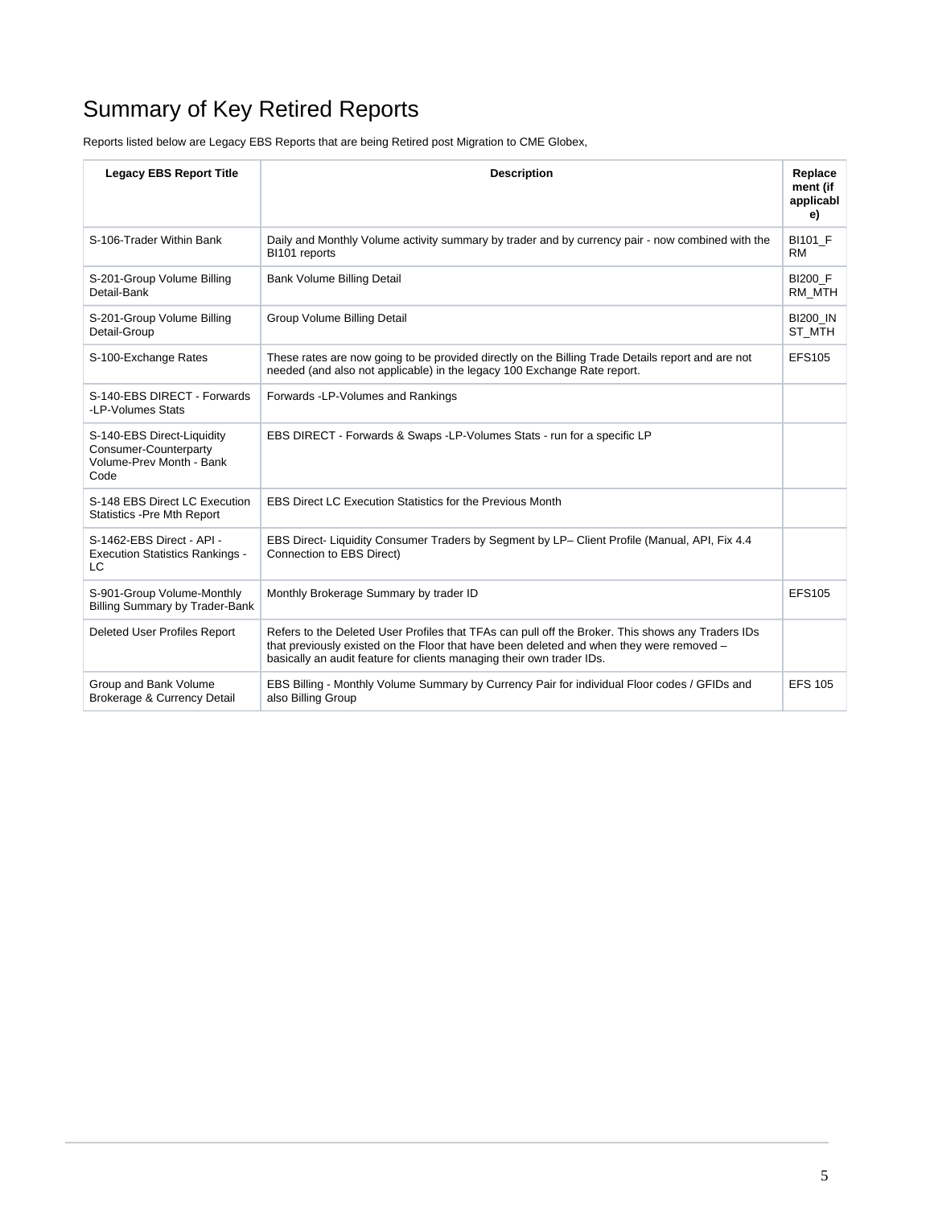# Summary of Key Retired Reports

Reports listed below are Legacy EBS Reports that are being Retired post Migration to CME Globex,

| Legacy EBS Report Title | Description | Replacement (if applicable) |
|---|---|---|
| S-106-Trader Within Bank | Daily and Monthly Volume activity summary by trader and by currency pair - now combined with the BI101 reports | BI101_FRM |
| S-201-Group Volume Billing Detail-Bank | Bank Volume Billing Detail | BI200_FRM_MTH |
| S-201-Group Volume Billing Detail-Group | Group Volume Billing Detail | BI200_INST_MTH |
| S-100-Exchange Rates | These rates are now going to be provided directly on the Billing Trade Details report and are not needed (and also not applicable) in the legacy 100 Exchange Rate report. | EFS105 |
| S-140-EBS DIRECT - Forwards -LP-Volumes Stats | Forwards -LP-Volumes and Rankings | |
| S-140-EBS Direct-Liquidity Consumer-Counterparty Volume-Prev Month - Bank Code | EBS DIRECT - Forwards & Swaps -LP-Volumes Stats - run for a specific LP | |
| S-148 EBS Direct LC Execution Statistics -Pre Mth Report | EBS Direct LC Execution Statistics for the Previous Month | |
| S-1462-EBS Direct - API - Execution Statistics Rankings - LC | EBS Direct- Liquidity Consumer Traders by Segment by LP– Client Profile (Manual, API, Fix 4.4 Connection to EBS Direct) | |
| S-901-Group Volume-Monthly Billing Summary by Trader-Bank | Monthly Brokerage Summary by trader ID | EFS105 |
| Deleted User Profiles Report | Refers to the Deleted User Profiles that TFAs can pull off the Broker. This shows any Traders IDs that previously existed on the Floor that have been deleted and when they were removed – basically an audit feature for clients managing their own trader IDs. | |
| Group and Bank Volume Brokerage & Currency Detail | EBS Billing - Monthly Volume Summary by Currency Pair for individual Floor codes / GFIDs and also Billing Group | EFS 105 |